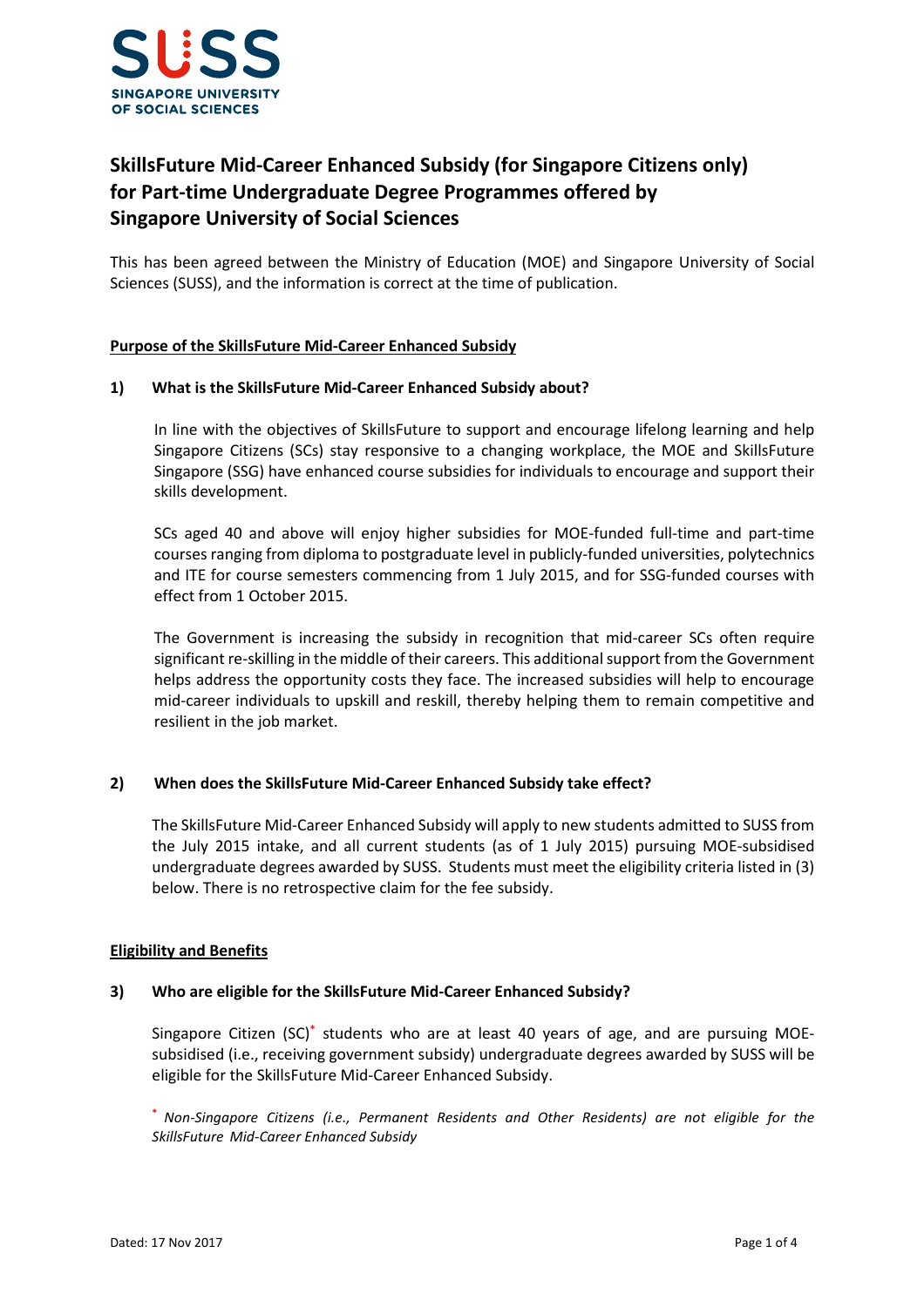SUSS
SINGAPORE UNIVERSITY OF SOCIAL SCIENCES

# SkillsFuture Mid-Career Enhanced Subsidy (for Singapore Citizens only) for Part-time Undergraduate Degree Programmes offered by Singapore University of Social Sciences

This has been agreed between the Ministry of Education (MOE) and Singapore University of Social Sciences (SUSS), and the information is correct at the time of publication.

## Purpose of the SkillsFuture Mid-Career Enhanced Subsidy

### 1) What is the SkillsFuture Mid-Career Enhanced Subsidy about?

In line with the objectives of SkillsFuture to support and encourage lifelong learning and help Singapore Citizens (SCs) stay responsive to a changing workplace, the MOE and SkillsFuture Singapore (SSG) have enhanced course subsidies for individuals to encourage and support their skills development.

SCs aged 40 and above will enjoy higher subsidies for MOE-funded full-time and part-time courses ranging from diploma to postgraduate level in publicly-funded universities, polytechnics and ITE for course semesters commencing from 1 July 2015, and for SSG-funded courses with effect from 1 October 2015.

The Government is increasing the subsidy in recognition that mid-career SCs often require significant re-skilling in the middle of their careers. This additional support from the Government helps address the opportunity costs they face. The increased subsidies will help to encourage mid-career individuals to upskill and reskill, thereby helping them to remain competitive and resilient in the job market.

### 2) When does the SkillsFuture Mid-Career Enhanced Subsidy take effect?

The SkillsFuture Mid-Career Enhanced Subsidy will apply to new students admitted to SUSS from the July 2015 intake, and all current students (as of 1 July 2015) pursuing MOE-subsidised undergraduate degrees awarded by SUSS. Students must meet the eligibility criteria listed in (3) below. There is no retrospective claim for the fee subsidy.

## Eligibility and Benefits

### 3) Who are eligible for the SkillsFuture Mid-Career Enhanced Subsidy?

Singapore Citizen (SC)* students who are at least 40 years of age, and are pursuing MOE-subsidised (i.e., receiving government subsidy) undergraduate degrees awarded by SUSS will be eligible for the SkillsFuture Mid-Career Enhanced Subsidy.

\* *Non-Singapore Citizens (i.e., Permanent Residents and Other Residents) are not eligible for the SkillsFuture Mid-Career Enhanced Subsidy*

Dated: 17 Nov 2017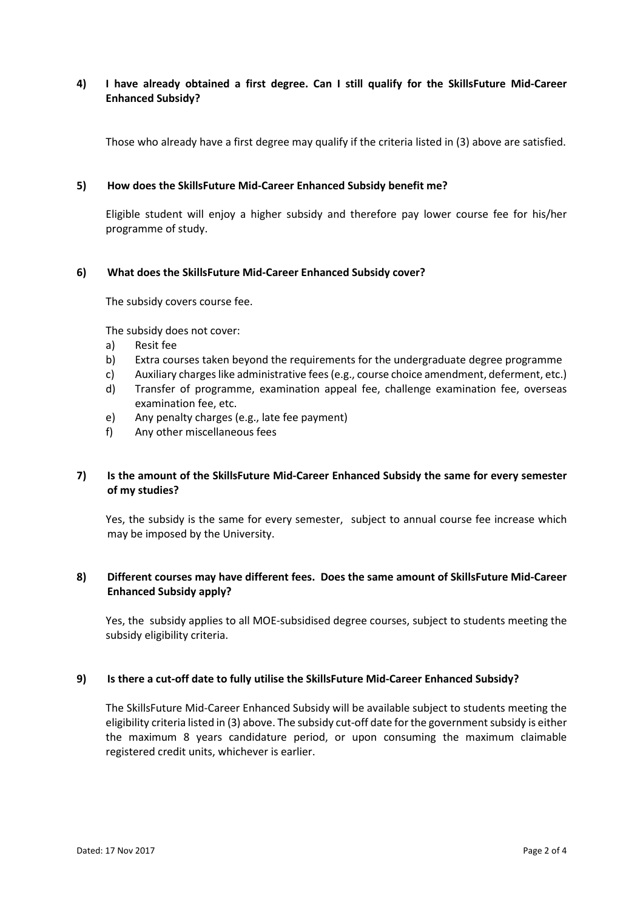**4) I have already obtained a first degree. Can I still qualify for the SkillsFuture Mid-Career Enhanced Subsidy?**

Those who already have a first degree may qualify if the criteria listed in (3) above are satisfied.

**5) How does the SkillsFuture Mid-Career Enhanced Subsidy benefit me?**

Eligible student will enjoy a higher subsidy and therefore pay lower course fee for his/her programme of study.

**6) What does the SkillsFuture Mid-Career Enhanced Subsidy cover?**

The subsidy covers course fee.

The subsidy does not cover:

a) Resit fee
b) Extra courses taken beyond the requirements for the undergraduate degree programme
c) Auxiliary charges like administrative fees (e.g., course choice amendment, deferment, etc.)
d) Transfer of programme, examination appeal fee, challenge examination fee, overseas examination fee, etc.
e) Any penalty charges (e.g., late fee payment)
f) Any other miscellaneous fees

**7) Is the amount of the SkillsFuture Mid-Career Enhanced Subsidy the same for every semester of my studies?**

Yes, the subsidy is the same for every semester, subject to annual course fee increase which may be imposed by the University.

**8) Different courses may have different fees. Does the same amount of SkillsFuture Mid-Career Enhanced Subsidy apply?**

Yes, the subsidy applies to all MOE-subsidised degree courses, subject to students meeting the subsidy eligibility criteria.

**9) Is there a cut-off date to fully utilise the SkillsFuture Mid-Career Enhanced Subsidy?**

The SkillsFuture Mid-Career Enhanced Subsidy will be available subject to students meeting the eligibility criteria listed in (3) above. The subsidy cut-off date for the government subsidy is either the maximum 8 years candidature period, or upon consuming the maximum claimable registered credit units, whichever is earlier.

Dated: 17 Nov 2017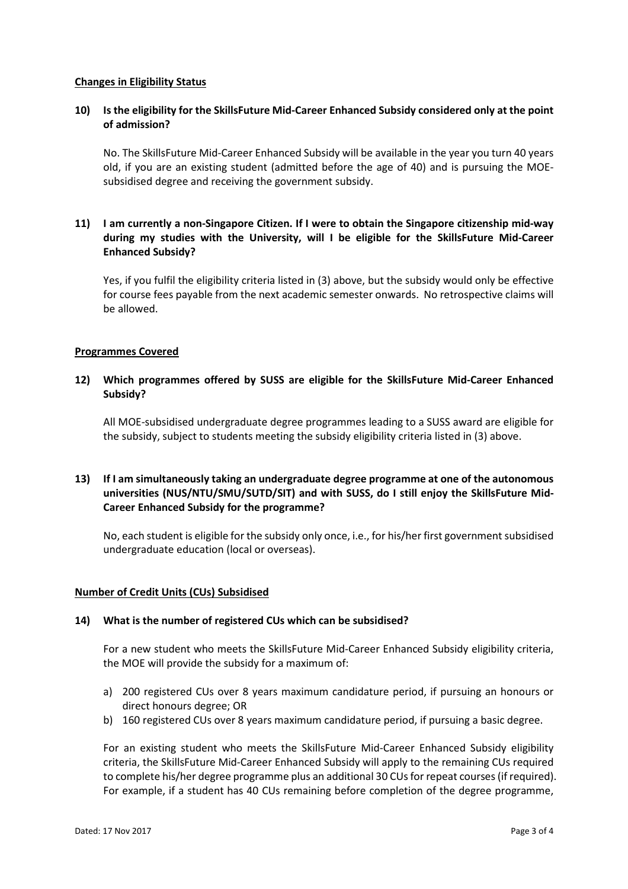**Changes in Eligibility Status**

**10) Is the eligibility for the SkillsFuture Mid-Career Enhanced Subsidy considered only at the point of admission?**

No. The SkillsFuture Mid-Career Enhanced Subsidy will be available in the year you turn 40 years old, if you are an existing student (admitted before the age of 40) and is pursuing the MOE-subsidised degree and receiving the government subsidy.

**11) I am currently a non-Singapore Citizen. If I were to obtain the Singapore citizenship mid-way during my studies with the University, will I be eligible for the SkillsFuture Mid-Career Enhanced Subsidy?**

Yes, if you fulfil the eligibility criteria listed in (3) above, but the subsidy would only be effective for course fees payable from the next academic semester onwards. No retrospective claims will be allowed.

**Programmes Covered**

**12) Which programmes offered by SUSS are eligible for the SkillsFuture Mid-Career Enhanced Subsidy?**

All MOE-subsidised undergraduate degree programmes leading to a SUSS award are eligible for the subsidy, subject to students meeting the subsidy eligibility criteria listed in (3) above.

**13) If I am simultaneously taking an undergraduate degree programme at one of the autonomous universities (NUS/NTU/SMU/SUTD/SIT) and with SUSS, do I still enjoy the SkillsFuture Mid-Career Enhanced Subsidy for the programme?**

No, each student is eligible for the subsidy only once, i.e., for his/her first government subsidised undergraduate education (local or overseas).

**Number of Credit Units (CUs) Subsidised**

**14) What is the number of registered CUs which can be subsidised?**

For a new student who meets the SkillsFuture Mid-Career Enhanced Subsidy eligibility criteria, the MOE will provide the subsidy for a maximum of:

a) 200 registered CUs over 8 years maximum candidature period, if pursuing an honours or direct honours degree; OR
b) 160 registered CUs over 8 years maximum candidature period, if pursuing a basic degree.

For an existing student who meets the SkillsFuture Mid-Career Enhanced Subsidy eligibility criteria, the SkillsFuture Mid-Career Enhanced Subsidy will apply to the remaining CUs required to complete his/her degree programme plus an additional 30 CUs for repeat courses (if required). For example, if a student has 40 CUs remaining before completion of the degree programme,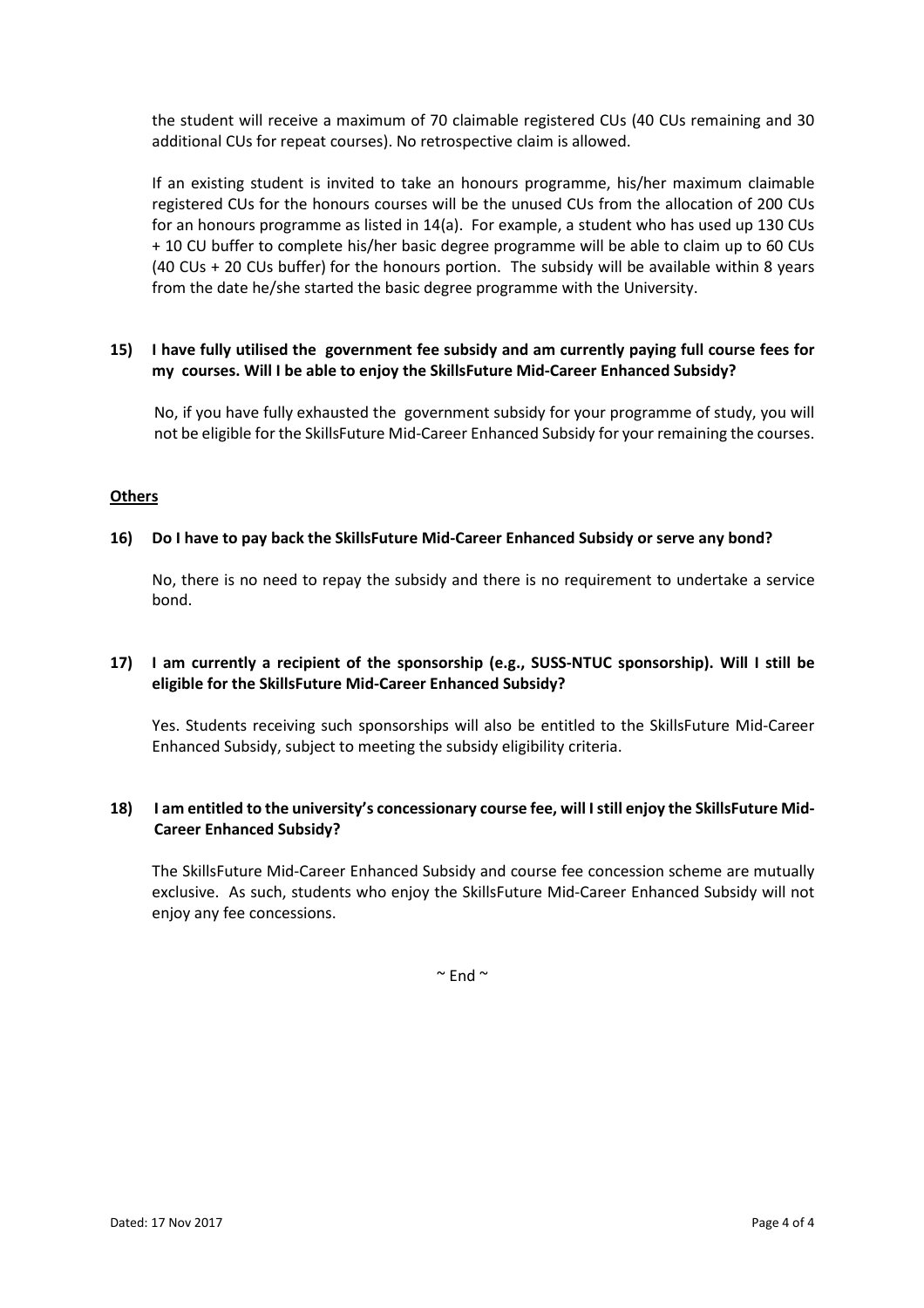the student will receive a maximum of 70 claimable registered CUs (40 CUs remaining and 30 additional CUs for repeat courses). No retrospective claim is allowed.

If an existing student is invited to take an honours programme, his/her maximum claimable registered CUs for the honours courses will be the unused CUs from the allocation of 200 CUs for an honours programme as listed in 14(a). For example, a student who has used up 130 CUs + 10 CU buffer to complete his/her basic degree programme will be able to claim up to 60 CUs (40 CUs + 20 CUs buffer) for the honours portion. The subsidy will be available within 8 years from the date he/she started the basic degree programme with the University.

**15) I have fully utilised the government fee subsidy and am currently paying full course fees for my courses. Will I be able to enjoy the SkillsFuture Mid-Career Enhanced Subsidy?**

No, if you have fully exhausted the government subsidy for your programme of study, you will not be eligible for the SkillsFuture Mid-Career Enhanced Subsidy for your remaining the courses.

**Others**

**16) Do I have to pay back the SkillsFuture Mid-Career Enhanced Subsidy or serve any bond?**

No, there is no need to repay the subsidy and there is no requirement to undertake a service bond.

**17) I am currently a recipient of the sponsorship (e.g., SUSS-NTUC sponsorship). Will I still be eligible for the SkillsFuture Mid-Career Enhanced Subsidy?**

Yes. Students receiving such sponsorships will also be entitled to the SkillsFuture Mid-Career Enhanced Subsidy, subject to meeting the subsidy eligibility criteria.

**18) I am entitled to the university's concessionary course fee, will I still enjoy the SkillsFuture Mid-Career Enhanced Subsidy?**

The SkillsFuture Mid-Career Enhanced Subsidy and course fee concession scheme are mutually exclusive. As such, students who enjoy the SkillsFuture Mid-Career Enhanced Subsidy will not enjoy any fee concessions.

~ End ~

Dated: 17 Nov 2017